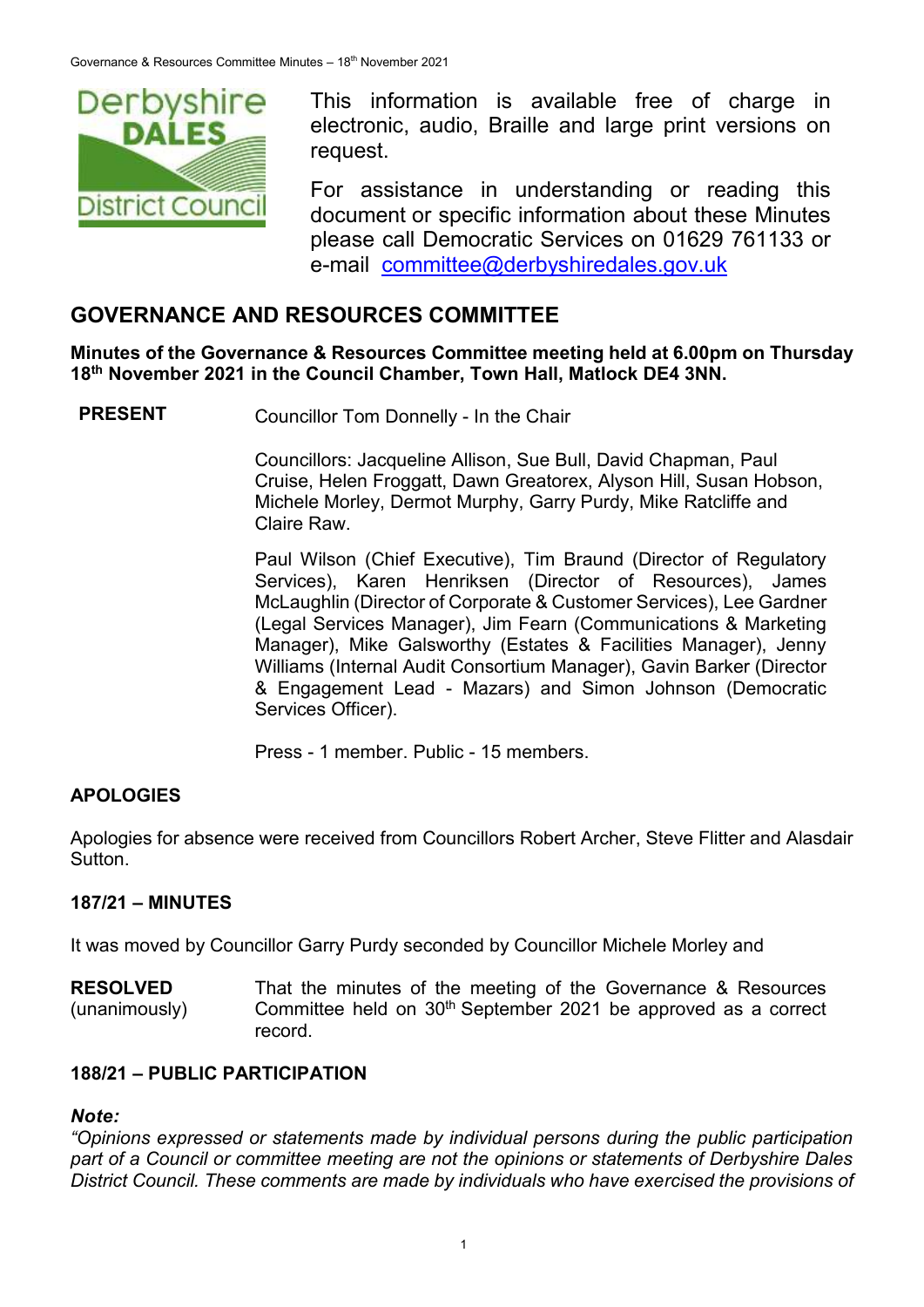This information is available free of charge in electronic, audio, Braille and large print versions on request.

For assistance in understanding or reading this document or specific information about these Minutes please call Democratic Services on 01629 761133 or e-mail committee@derbyshiredales.gov.uk

# GOVERNANCE AND RESOURCES COMMITTEE

**Minutes of the Governance & Resources Committee meeting held at 6.00pm on Thursday 18th November 2021 in the Council Chamber, Town Hall, Matlock DE4 3NN.**

**PRESENT** Councillor Tom Donnelly - In the Chair

Councillors: Jacqueline Allison, Sue Bull, David Chapman, Paul Cruise, Helen Froggatt, Dawn Greatorex, Alyson Hill, Susan Hobson, Michele Morley, Dermot Murphy, Garry Purdy, Mike Ratcliffe and Claire Raw.

Paul Wilson (Chief Executive), Tim Braund (Director of Regulatory Services), Karen Henriksen (Director of Resources), James McLaughlin (Director of Corporate & Customer Services), Lee Gardner (Legal Services Manager), Jim Fearn (Communications & Marketing Manager), Mike Galsworthy (Estates & Facilities Manager), Jenny Williams (Internal Audit Consortium Manager), Gavin Barker (Director & Engagement Lead - Mazars) and Simon Johnson (Democratic Services Officer).

Press - 1 member. Public - 15 members.

## APOLOGIES

Apologies for absence were received from Councillors Robert Archer, Steve Flitter and Alasdair Sutton.

## 187/21 – MINUTES

It was moved by Councillor Garry Purdy seconded by Councillor Michele Morley and

**RESOLVED** (unanimously) That the minutes of the meeting of the Governance & Resources Committee held on 30th September 2021 be approved as a correct record.

## 188/21 – PUBLIC PARTICIPATION

***Note:***

*"Opinions expressed or statements made by individual persons during the public participation part of a Council or committee meeting are not the opinions or statements of Derbyshire Dales District Council. These comments are made by individuals who have exercised the provisions of*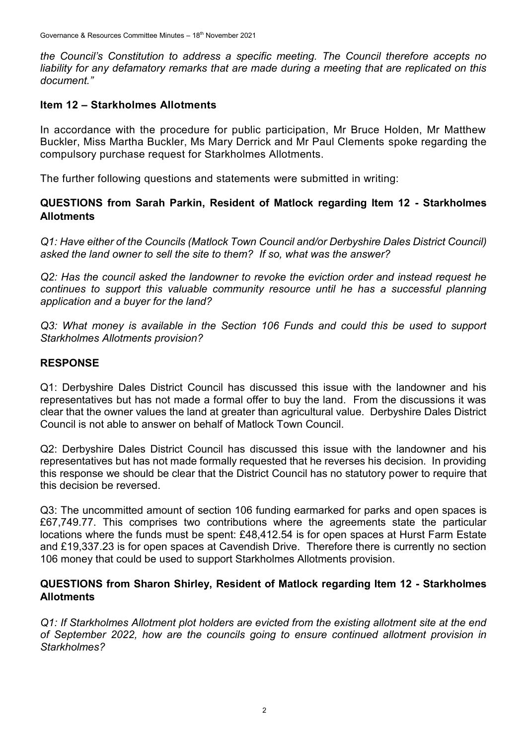*the Council's Constitution to address a specific meeting. The Council therefore accepts no liability for any defamatory remarks that are made during a meeting that are replicated on this document."*

## Item 12 – Starkholmes Allotments

In accordance with the procedure for public participation, Mr Bruce Holden, Mr Matthew Buckler, Miss Martha Buckler, Ms Mary Derrick and Mr Paul Clements spoke regarding the compulsory purchase request for Starkholmes Allotments.

The further following questions and statements were submitted in writing:

### QUESTIONS from Sarah Parkin, Resident of Matlock regarding Item 12 - Starkholmes Allotments

*Q1: Have either of the Councils (Matlock Town Council and/or Derbyshire Dales District Council) asked the land owner to sell the site to them? If so, what was the answer?*

*Q2: Has the council asked the landowner to revoke the eviction order and instead request he continues to support this valuable community resource until he has a successful planning application and a buyer for the land?*

*Q3: What money is available in the Section 106 Funds and could this be used to support Starkholmes Allotments provision?*

### RESPONSE

Q1: Derbyshire Dales District Council has discussed this issue with the landowner and his representatives but has not made a formal offer to buy the land. From the discussions it was clear that the owner values the land at greater than agricultural value. Derbyshire Dales District Council is not able to answer on behalf of Matlock Town Council.

Q2: Derbyshire Dales District Council has discussed this issue with the landowner and his representatives but has not made formally requested that he reverses his decision. In providing this response we should be clear that the District Council has no statutory power to require that this decision be reversed.

Q3: The uncommitted amount of section 106 funding earmarked for parks and open spaces is £67,749.77. This comprises two contributions where the agreements state the particular locations where the funds must be spent: £48,412.54 is for open spaces at Hurst Farm Estate and £19,337.23 is for open spaces at Cavendish Drive. Therefore there is currently no section 106 money that could be used to support Starkholmes Allotments provision.

### QUESTIONS from Sharon Shirley, Resident of Matlock regarding Item 12 - Starkholmes Allotments

*Q1: If Starkholmes Allotment plot holders are evicted from the existing allotment site at the end of September 2022, how are the councils going to ensure continued allotment provision in Starkholmes?*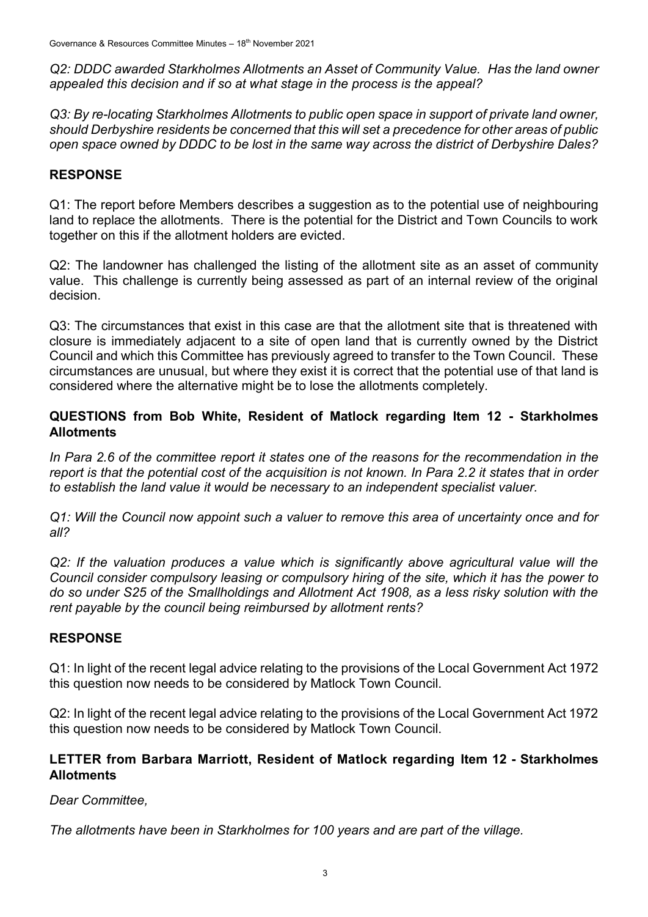*Q2: DDDC awarded Starkholmes Allotments an Asset of Community Value. Has the land owner appealed this decision and if so at what stage in the process is the appeal?*

*Q3: By re-locating Starkholmes Allotments to public open space in support of private land owner, should Derbyshire residents be concerned that this will set a precedence for other areas of public open space owned by DDDC to be lost in the same way across the district of Derbyshire Dales?*

**RESPONSE**

Q1: The report before Members describes a suggestion as to the potential use of neighbouring land to replace the allotments. There is the potential for the District and Town Councils to work together on this if the allotment holders are evicted.

Q2: The landowner has challenged the listing of the allotment site as an asset of community value. This challenge is currently being assessed as part of an internal review of the original decision.

Q3: The circumstances that exist in this case are that the allotment site that is threatened with closure is immediately adjacent to a site of open land that is currently owned by the District Council and which this Committee has previously agreed to transfer to the Town Council. These circumstances are unusual, but where they exist it is correct that the potential use of that land is considered where the alternative might be to lose the allotments completely.

**QUESTIONS from Bob White, Resident of Matlock regarding Item 12 - Starkholmes Allotments**

*In Para 2.6 of the committee report it states one of the reasons for the recommendation in the report is that the potential cost of the acquisition is not known. In Para 2.2 it states that in order to establish the land value it would be necessary to an independent specialist valuer.*

*Q1: Will the Council now appoint such a valuer to remove this area of uncertainty once and for all?*

*Q2: If the valuation produces a value which is significantly above agricultural value will the Council consider compulsory leasing or compulsory hiring of the site, which it has the power to do so under S25 of the Smallholdings and Allotment Act 1908, as a less risky solution with the rent payable by the council being reimbursed by allotment rents?*

**RESPONSE**

Q1: In light of the recent legal advice relating to the provisions of the Local Government Act 1972 this question now needs to be considered by Matlock Town Council.

Q2: In light of the recent legal advice relating to the provisions of the Local Government Act 1972 this question now needs to be considered by Matlock Town Council.

**LETTER from Barbara Marriott, Resident of Matlock regarding Item 12 - Starkholmes Allotments**

*Dear Committee,*

*The allotments have been in Starkholmes for 100 years and are part of the village.*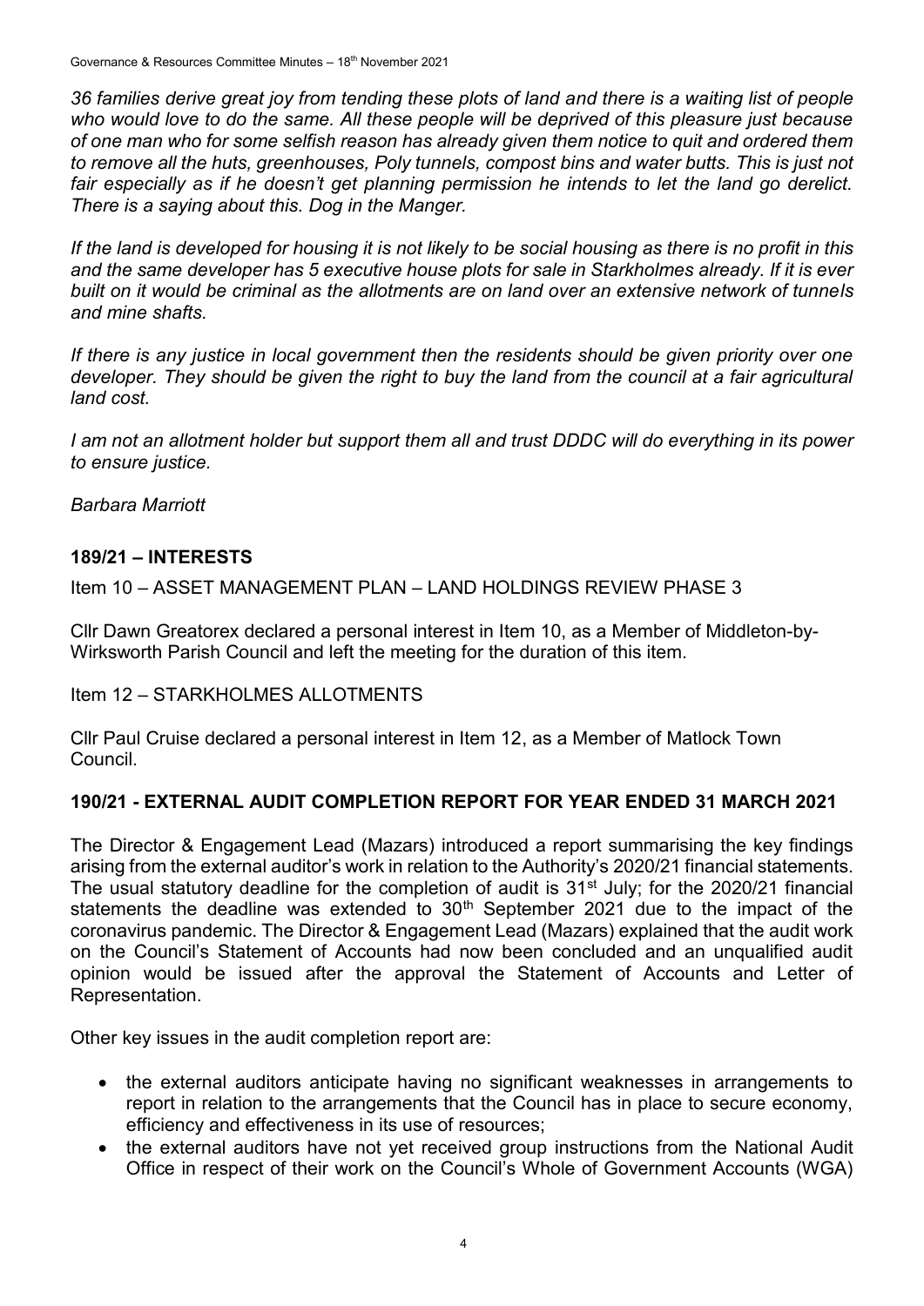*36 families derive great joy from tending these plots of land and there is a waiting list of people who would love to do the same. All these people will be deprived of this pleasure just because of one man who for some selfish reason has already given them notice to quit and ordered them to remove all the huts, greenhouses, Poly tunnels, compost bins and water butts. This is just not fair especially as if he doesn't get planning permission he intends to let the land go derelict. There is a saying about this. Dog in the Manger.*

*If the land is developed for housing it is not likely to be social housing as there is no profit in this and the same developer has 5 executive house plots for sale in Starkholmes already. If it is ever built on it would be criminal as the allotments are on land over an extensive network of tunnels and mine shafts.*

*If there is any justice in local government then the residents should be given priority over one developer. They should be given the right to buy the land from the council at a fair agricultural land cost.*

*I am not an allotment holder but support them all and trust DDDC will do everything in its power to ensure justice.*

*Barbara Marriott*

## 189/21 – INTERESTS

Item 10 – ASSET MANAGEMENT PLAN – LAND HOLDINGS REVIEW PHASE 3

Cllr Dawn Greatorex declared a personal interest in Item 10, as a Member of Middleton-by-Wirksworth Parish Council and left the meeting for the duration of this item.

Item 12 – STARKHOLMES ALLOTMENTS

Cllr Paul Cruise declared a personal interest in Item 12, as a Member of Matlock Town Council.

## 190/21 - EXTERNAL AUDIT COMPLETION REPORT FOR YEAR ENDED 31 MARCH 2021

The Director & Engagement Lead (Mazars) introduced a report summarising the key findings arising from the external auditor's work in relation to the Authority's 2020/21 financial statements. The usual statutory deadline for the completion of audit is 31st July; for the 2020/21 financial statements the deadline was extended to 30th September 2021 due to the impact of the coronavirus pandemic. The Director & Engagement Lead (Mazars) explained that the audit work on the Council's Statement of Accounts had now been concluded and an unqualified audit opinion would be issued after the approval the Statement of Accounts and Letter of Representation.

Other key issues in the audit completion report are:

- the external auditors anticipate having no significant weaknesses in arrangements to report in relation to the arrangements that the Council has in place to secure economy, efficiency and effectiveness in its use of resources;
- the external auditors have not yet received group instructions from the National Audit Office in respect of their work on the Council's Whole of Government Accounts (WGA)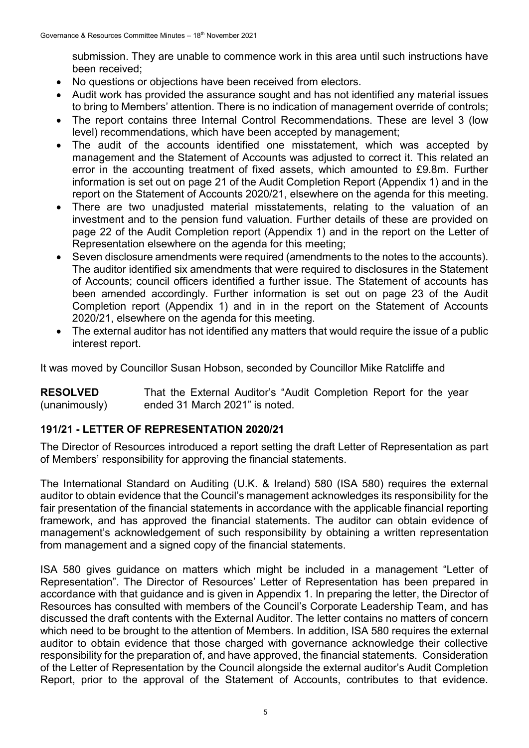submission. They are unable to commence work in this area until such instructions have been received;

- No questions or objections have been received from electors.
- Audit work has provided the assurance sought and has not identified any material issues to bring to Members' attention. There is no indication of management override of controls;
- The report contains three Internal Control Recommendations. These are level 3 (low level) recommendations, which have been accepted by management;
- The audit of the accounts identified one misstatement, which was accepted by management and the Statement of Accounts was adjusted to correct it. This related an error in the accounting treatment of fixed assets, which amounted to £9.8m. Further information is set out on page 21 of the Audit Completion Report (Appendix 1) and in the report on the Statement of Accounts 2020/21, elsewhere on the agenda for this meeting.
- There are two unadjusted material misstatements, relating to the valuation of an investment and to the pension fund valuation. Further details of these are provided on page 22 of the Audit Completion report (Appendix 1) and in the report on the Letter of Representation elsewhere on the agenda for this meeting;
- Seven disclosure amendments were required (amendments to the notes to the accounts). The auditor identified six amendments that were required to disclosures in the Statement of Accounts; council officers identified a further issue. The Statement of accounts has been amended accordingly. Further information is set out on page 23 of the Audit Completion report (Appendix 1) and in in the report on the Statement of Accounts 2020/21, elsewhere on the agenda for this meeting.
- The external auditor has not identified any matters that would require the issue of a public interest report.

It was moved by Councillor Susan Hobson, seconded by Councillor Mike Ratcliffe and

**RESOLVED** (unanimously) That the External Auditor's "Audit Completion Report for the year ended 31 March 2021" is noted.

## 191/21 - LETTER OF REPRESENTATION 2020/21

The Director of Resources introduced a report setting the draft Letter of Representation as part of Members' responsibility for approving the financial statements.

The International Standard on Auditing (U.K. & Ireland) 580 (ISA 580) requires the external auditor to obtain evidence that the Council's management acknowledges its responsibility for the fair presentation of the financial statements in accordance with the applicable financial reporting framework, and has approved the financial statements. The auditor can obtain evidence of management's acknowledgement of such responsibility by obtaining a written representation from management and a signed copy of the financial statements.

ISA 580 gives guidance on matters which might be included in a management "Letter of Representation". The Director of Resources' Letter of Representation has been prepared in accordance with that guidance and is given in Appendix 1. In preparing the letter, the Director of Resources has consulted with members of the Council's Corporate Leadership Team, and has discussed the draft contents with the External Auditor. The letter contains no matters of concern which need to be brought to the attention of Members. In addition, ISA 580 requires the external auditor to obtain evidence that those charged with governance acknowledge their collective responsibility for the preparation of, and have approved, the financial statements. Consideration of the Letter of Representation by the Council alongside the external auditor's Audit Completion Report, prior to the approval of the Statement of Accounts, contributes to that evidence.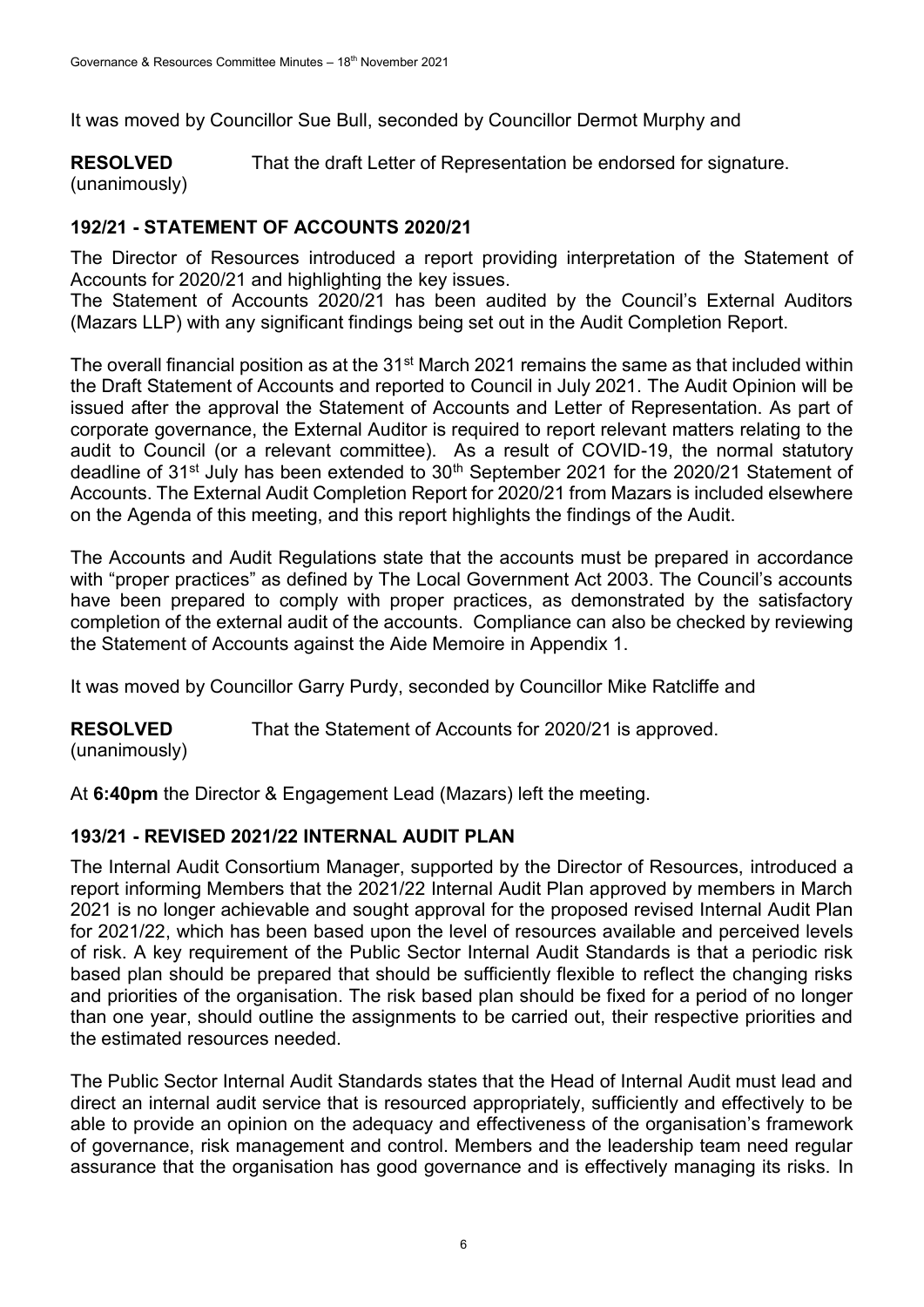It was moved by Councillor Sue Bull, seconded by Councillor Dermot Murphy and

**RESOLVED** (unanimously) That the draft Letter of Representation be endorsed for signature.

## 192/21 - STATEMENT OF ACCOUNTS 2020/21

The Director of Resources introduced a report providing interpretation of the Statement of Accounts for 2020/21 and highlighting the key issues.
The Statement of Accounts 2020/21 has been audited by the Council's External Auditors (Mazars LLP) with any significant findings being set out in the Audit Completion Report.

The overall financial position as at the 31st March 2021 remains the same as that included within the Draft Statement of Accounts and reported to Council in July 2021. The Audit Opinion will be issued after the approval the Statement of Accounts and Letter of Representation. As part of corporate governance, the External Auditor is required to report relevant matters relating to the audit to Council (or a relevant committee). As a result of COVID-19, the normal statutory deadline of 31st July has been extended to 30th September 2021 for the 2020/21 Statement of Accounts. The External Audit Completion Report for 2020/21 from Mazars is included elsewhere on the Agenda of this meeting, and this report highlights the findings of the Audit.

The Accounts and Audit Regulations state that the accounts must be prepared in accordance with "proper practices" as defined by The Local Government Act 2003. The Council's accounts have been prepared to comply with proper practices, as demonstrated by the satisfactory completion of the external audit of the accounts. Compliance can also be checked by reviewing the Statement of Accounts against the Aide Memoire in Appendix 1.

It was moved by Councillor Garry Purdy, seconded by Councillor Mike Ratcliffe and

**RESOLVED** (unanimously) That the Statement of Accounts for 2020/21 is approved.

At **6:40pm** the Director & Engagement Lead (Mazars) left the meeting.

## 193/21 - REVISED 2021/22 INTERNAL AUDIT PLAN

The Internal Audit Consortium Manager, supported by the Director of Resources, introduced a report informing Members that the 2021/22 Internal Audit Plan approved by members in March 2021 is no longer achievable and sought approval for the proposed revised Internal Audit Plan for 2021/22, which has been based upon the level of resources available and perceived levels of risk. A key requirement of the Public Sector Internal Audit Standards is that a periodic risk based plan should be prepared that should be sufficiently flexible to reflect the changing risks and priorities of the organisation. The risk based plan should be fixed for a period of no longer than one year, should outline the assignments to be carried out, their respective priorities and the estimated resources needed.

The Public Sector Internal Audit Standards states that the Head of Internal Audit must lead and direct an internal audit service that is resourced appropriately, sufficiently and effectively to be able to provide an opinion on the adequacy and effectiveness of the organisation's framework of governance, risk management and control. Members and the leadership team need regular assurance that the organisation has good governance and is effectively managing its risks. In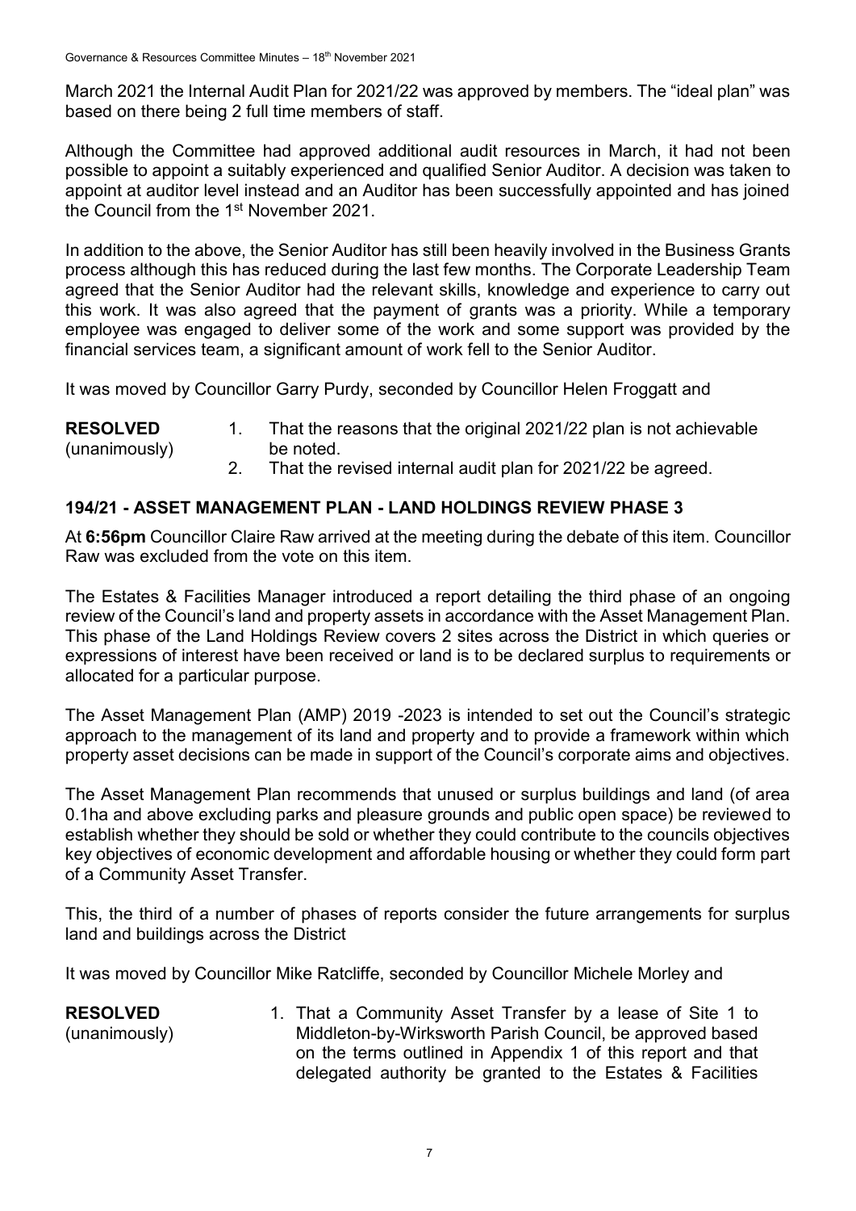March 2021 the Internal Audit Plan for 2021/22 was approved by members. The "ideal plan" was based on there being 2 full time members of staff.

Although the Committee had approved additional audit resources in March, it had not been possible to appoint a suitably experienced and qualified Senior Auditor. A decision was taken to appoint at auditor level instead and an Auditor has been successfully appointed and has joined the Council from the 1st November 2021.

In addition to the above, the Senior Auditor has still been heavily involved in the Business Grants process although this has reduced during the last few months. The Corporate Leadership Team agreed that the Senior Auditor had the relevant skills, knowledge and experience to carry out this work. It was also agreed that the payment of grants was a priority. While a temporary employee was engaged to deliver some of the work and some support was provided by the financial services team, a significant amount of work fell to the Senior Auditor.

It was moved by Councillor Garry Purdy, seconded by Councillor Helen Froggatt and

**RESOLVED** (unanimously)

1. That the reasons that the original 2021/22 plan is not achievable be noted.
2. That the revised internal audit plan for 2021/22 be agreed.

## 194/21 - ASSET MANAGEMENT PLAN - LAND HOLDINGS REVIEW PHASE 3

At **6:56pm** Councillor Claire Raw arrived at the meeting during the debate of this item. Councillor Raw was excluded from the vote on this item.

The Estates & Facilities Manager introduced a report detailing the third phase of an ongoing review of the Council's land and property assets in accordance with the Asset Management Plan. This phase of the Land Holdings Review covers 2 sites across the District in which queries or expressions of interest have been received or land is to be declared surplus to requirements or allocated for a particular purpose.

The Asset Management Plan (AMP) 2019 -2023 is intended to set out the Council's strategic approach to the management of its land and property and to provide a framework within which property asset decisions can be made in support of the Council's corporate aims and objectives.

The Asset Management Plan recommends that unused or surplus buildings and land (of area 0.1ha and above excluding parks and pleasure grounds and public open space) be reviewed to establish whether they should be sold or whether they could contribute to the councils objectives key objectives of economic development and affordable housing or whether they could form part of a Community Asset Transfer.

This, the third of a number of phases of reports consider the future arrangements for surplus land and buildings across the District

It was moved by Councillor Mike Ratcliffe, seconded by Councillor Michele Morley and

**RESOLVED** (unanimously)

1. That a Community Asset Transfer by a lease of Site 1 to Middleton-by-Wirksworth Parish Council, be approved based on the terms outlined in Appendix 1 of this report and that delegated authority be granted to the Estates & Facilities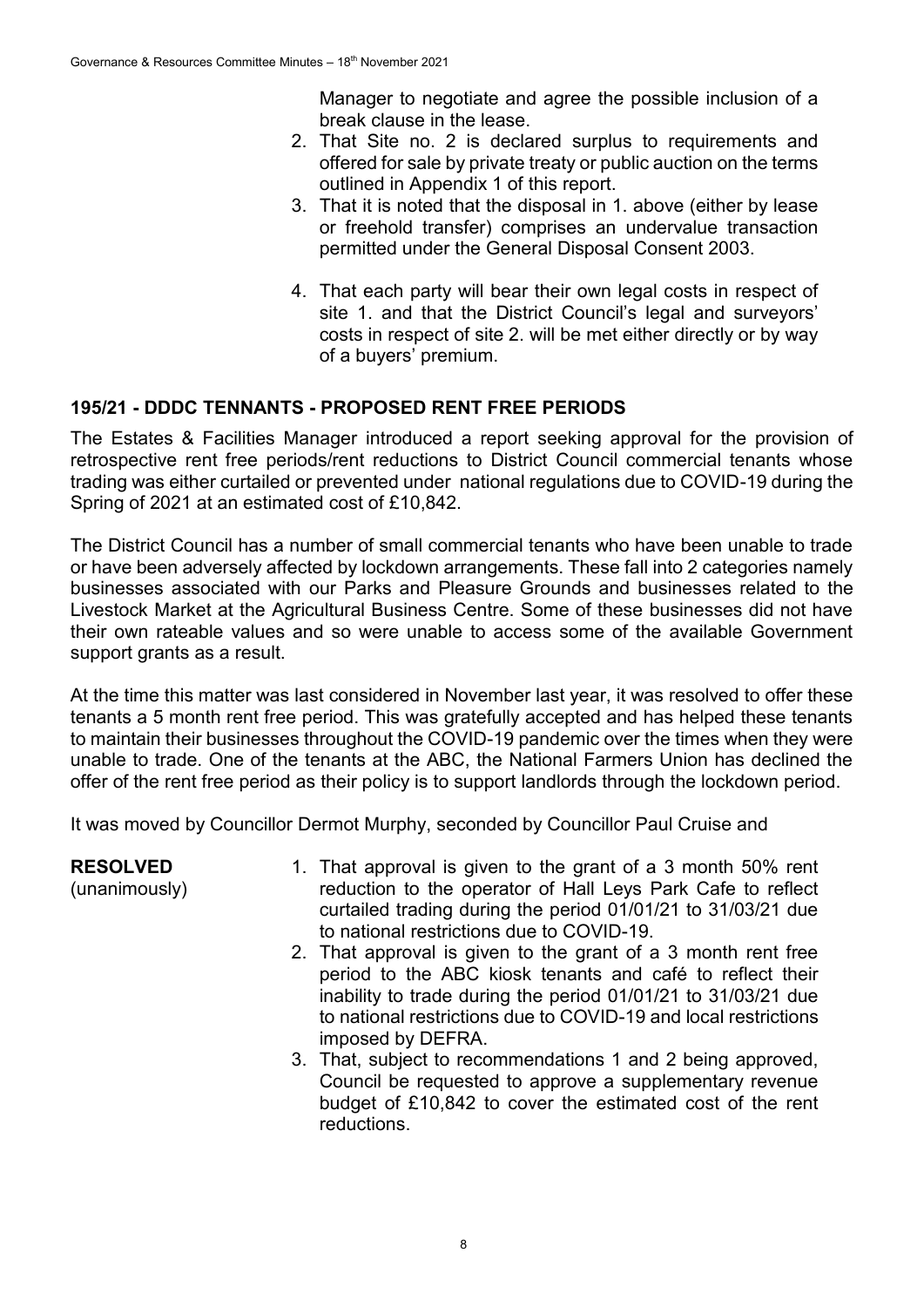Manager to negotiate and agree the possible inclusion of a break clause in the lease.

2. That Site no. 2 is declared surplus to requirements and offered for sale by private treaty or public auction on the terms outlined in Appendix 1 of this report.
3. That it is noted that the disposal in 1. above (either by lease or freehold transfer) comprises an undervalue transaction permitted under the General Disposal Consent 2003.
4. That each party will bear their own legal costs in respect of site 1. and that the District Council's legal and surveyors' costs in respect of site 2. will be met either directly or by way of a buyers' premium.

## 195/21 - DDDC TENNANTS - PROPOSED RENT FREE PERIODS

The Estates & Facilities Manager introduced a report seeking approval for the provision of retrospective rent free periods/rent reductions to District Council commercial tenants whose trading was either curtailed or prevented under national regulations due to COVID-19 during the Spring of 2021 at an estimated cost of £10,842.

The District Council has a number of small commercial tenants who have been unable to trade or have been adversely affected by lockdown arrangements. These fall into 2 categories namely businesses associated with our Parks and Pleasure Grounds and businesses related to the Livestock Market at the Agricultural Business Centre. Some of these businesses did not have their own rateable values and so were unable to access some of the available Government support grants as a result.

At the time this matter was last considered in November last year, it was resolved to offer these tenants a 5 month rent free period. This was gratefully accepted and has helped these tenants to maintain their businesses throughout the COVID-19 pandemic over the times when they were unable to trade. One of the tenants at the ABC, the National Farmers Union has declined the offer of the rent free period as their policy is to support landlords through the lockdown period.

It was moved by Councillor Dermot Murphy, seconded by Councillor Paul Cruise and

**RESOLVED**
(unanimously)

1. That approval is given to the grant of a 3 month 50% rent reduction to the operator of Hall Leys Park Cafe to reflect curtailed trading during the period 01/01/21 to 31/03/21 due to national restrictions due to COVID-19.
2. That approval is given to the grant of a 3 month rent free period to the ABC kiosk tenants and café to reflect their inability to trade during the period 01/01/21 to 31/03/21 due to national restrictions due to COVID-19 and local restrictions imposed by DEFRA.
3. That, subject to recommendations 1 and 2 being approved, Council be requested to approve a supplementary revenue budget of £10,842 to cover the estimated cost of the rent reductions.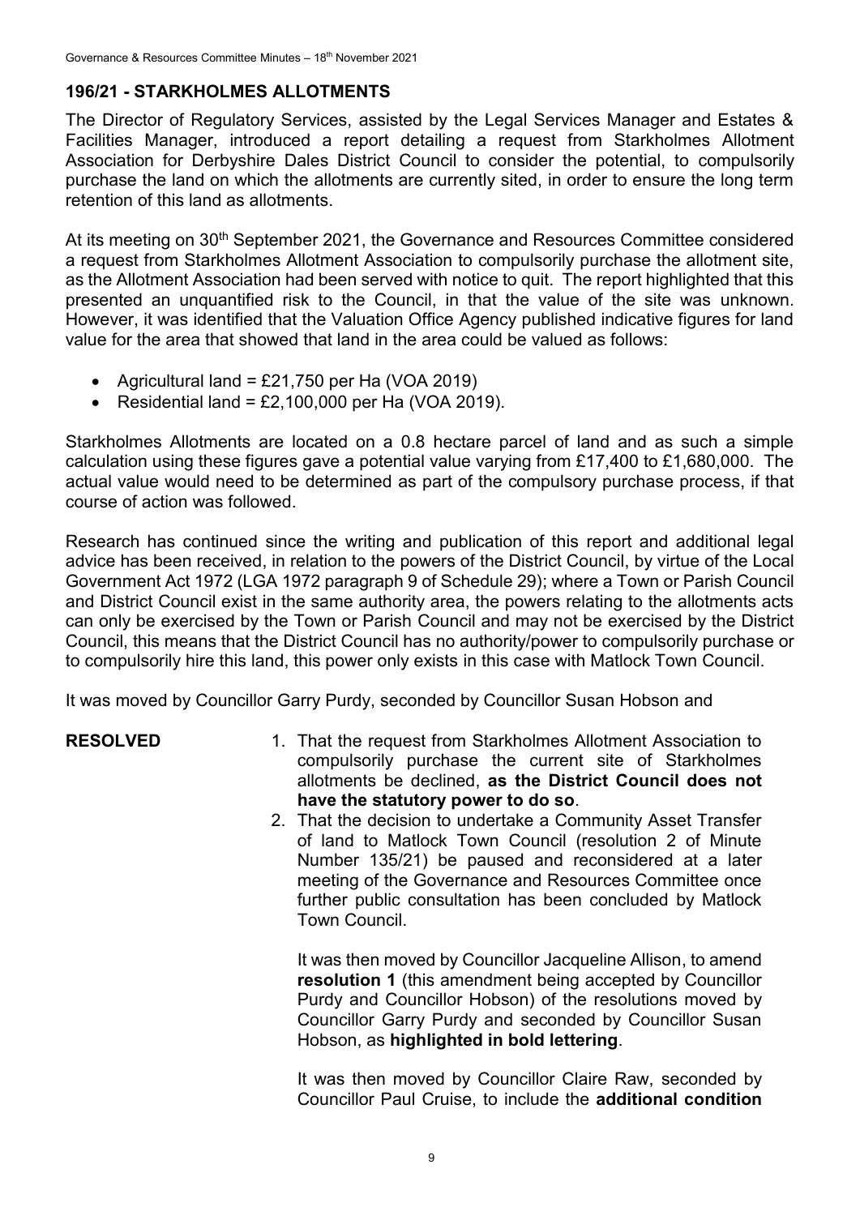## 196/21 - STARKHOLMES ALLOTMENTS

The Director of Regulatory Services, assisted by the Legal Services Manager and Estates & Facilities Manager, introduced a report detailing a request from Starkholmes Allotment Association for Derbyshire Dales District Council to consider the potential, to compulsorily purchase the land on which the allotments are currently sited, in order to ensure the long term retention of this land as allotments.

At its meeting on 30th September 2021, the Governance and Resources Committee considered a request from Starkholmes Allotment Association to compulsorily purchase the allotment site, as the Allotment Association had been served with notice to quit. The report highlighted that this presented an unquantified risk to the Council, in that the value of the site was unknown. However, it was identified that the Valuation Office Agency published indicative figures for land value for the area that showed that land in the area could be valued as follows:

- Agricultural land = £21,750 per Ha (VOA 2019)
- Residential land = £2,100,000 per Ha (VOA 2019).

Starkholmes Allotments are located on a 0.8 hectare parcel of land and as such a simple calculation using these figures gave a potential value varying from £17,400 to £1,680,000. The actual value would need to be determined as part of the compulsory purchase process, if that course of action was followed.

Research has continued since the writing and publication of this report and additional legal advice has been received, in relation to the powers of the District Council, by virtue of the Local Government Act 1972 (LGA 1972 paragraph 9 of Schedule 29); where a Town or Parish Council and District Council exist in the same authority area, the powers relating to the allotments acts can only be exercised by the Town or Parish Council and may not be exercised by the District Council, this means that the District Council has no authority/power to compulsorily purchase or to compulsorily hire this land, this power only exists in this case with Matlock Town Council.

It was moved by Councillor Garry Purdy, seconded by Councillor Susan Hobson and

**RESOLVED**

1. That the request from Starkholmes Allotment Association to compulsorily purchase the current site of Starkholmes allotments be declined, **as the District Council does not have the statutory power to do so**.
2. That the decision to undertake a Community Asset Transfer of land to Matlock Town Council (resolution 2 of Minute Number 135/21) be paused and reconsidered at a later meeting of the Governance and Resources Committee once further public consultation has been concluded by Matlock Town Council.

It was then moved by Councillor Jacqueline Allison, to amend **resolution 1** (this amendment being accepted by Councillor Purdy and Councillor Hobson) of the resolutions moved by Councillor Garry Purdy and seconded by Councillor Susan Hobson, as **highlighted in bold lettering**.

It was then moved by Councillor Claire Raw, seconded by Councillor Paul Cruise, to include the **additional condition**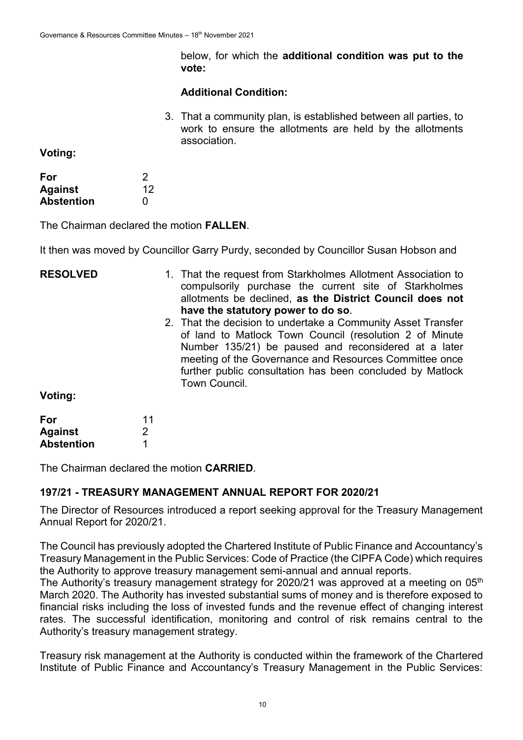below, for which the **additional condition was put to the vote:**

**Additional Condition:**

3. That a community plan, is established between all parties, to work to ensure the allotments are held by the allotments association.

**Voting:**

| | |
|---|---|
| **For** | 2 |
| **Against** | 12 |
| **Abstention** | 0 |

The Chairman declared the motion **FALLEN**.

It then was moved by Councillor Garry Purdy, seconded by Councillor Susan Hobson and

**RESOLVED**

1. That the request from Starkholmes Allotment Association to compulsorily purchase the current site of Starkholmes allotments be declined, **as the District Council does not have the statutory power to do so**.
2. That the decision to undertake a Community Asset Transfer of land to Matlock Town Council (resolution 2 of Minute Number 135/21) be paused and reconsidered at a later meeting of the Governance and Resources Committee once further public consultation has been concluded by Matlock Town Council.

**Voting:**

| | |
|---|---|
| **For** | 11 |
| **Against** | 2 |
| **Abstention** | 1 |

The Chairman declared the motion **CARRIED**.

## 197/21 - TREASURY MANAGEMENT ANNUAL REPORT FOR 2020/21

The Director of Resources introduced a report seeking approval for the Treasury Management Annual Report for 2020/21.

The Council has previously adopted the Chartered Institute of Public Finance and Accountancy's Treasury Management in the Public Services: Code of Practice (the CIPFA Code) which requires the Authority to approve treasury management semi-annual and annual reports.

The Authority's treasury management strategy for 2020/21 was approved at a meeting on 05th March 2020. The Authority has invested substantial sums of money and is therefore exposed to financial risks including the loss of invested funds and the revenue effect of changing interest rates. The successful identification, monitoring and control of risk remains central to the Authority's treasury management strategy.

Treasury risk management at the Authority is conducted within the framework of the Chartered Institute of Public Finance and Accountancy's Treasury Management in the Public Services: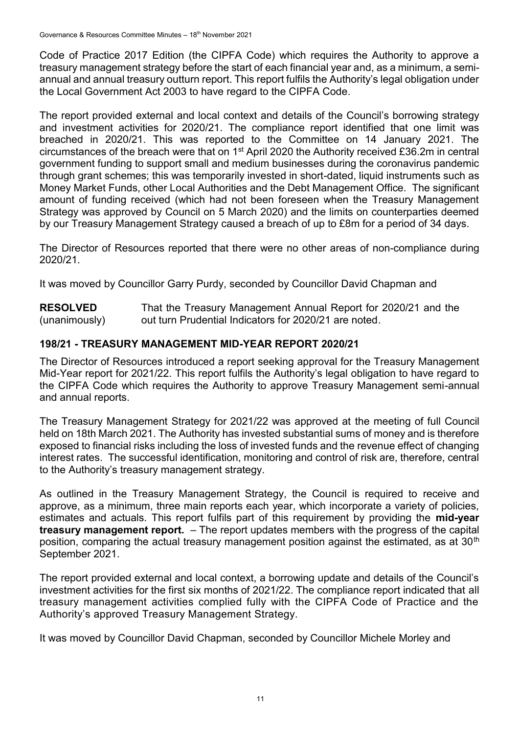Code of Practice 2017 Edition (the CIPFA Code) which requires the Authority to approve a treasury management strategy before the start of each financial year and, as a minimum, a semi-annual and annual treasury outturn report. This report fulfils the Authority's legal obligation under the Local Government Act 2003 to have regard to the CIPFA Code.

The report provided external and local context and details of the Council's borrowing strategy and investment activities for 2020/21. The compliance report identified that one limit was breached in 2020/21. This was reported to the Committee on 14 January 2021. The circumstances of the breach were that on 1st April 2020 the Authority received £36.2m in central government funding to support small and medium businesses during the coronavirus pandemic through grant schemes; this was temporarily invested in short-dated, liquid instruments such as Money Market Funds, other Local Authorities and the Debt Management Office. The significant amount of funding received (which had not been foreseen when the Treasury Management Strategy was approved by Council on 5 March 2020) and the limits on counterparties deemed by our Treasury Management Strategy caused a breach of up to £8m for a period of 34 days.

The Director of Resources reported that there were no other areas of non-compliance during 2020/21.

It was moved by Councillor Garry Purdy, seconded by Councillor David Chapman and

**RESOLVED** (unanimously) That the Treasury Management Annual Report for 2020/21 and the out turn Prudential Indicators for 2020/21 are noted.

## 198/21 - TREASURY MANAGEMENT MID-YEAR REPORT 2020/21

The Director of Resources introduced a report seeking approval for the Treasury Management Mid-Year report for 2021/22. This report fulfils the Authority's legal obligation to have regard to the CIPFA Code which requires the Authority to approve Treasury Management semi-annual and annual reports.

The Treasury Management Strategy for 2021/22 was approved at the meeting of full Council held on 18th March 2021. The Authority has invested substantial sums of money and is therefore exposed to financial risks including the loss of invested funds and the revenue effect of changing interest rates. The successful identification, monitoring and control of risk are, therefore, central to the Authority's treasury management strategy.

As outlined in the Treasury Management Strategy, the Council is required to receive and approve, as a minimum, three main reports each year, which incorporate a variety of policies, estimates and actuals. This report fulfils part of this requirement by providing the **mid-year treasury management report.** – The report updates members with the progress of the capital position, comparing the actual treasury management position against the estimated, as at 30th September 2021.

The report provided external and local context, a borrowing update and details of the Council's investment activities for the first six months of 2021/22. The compliance report indicated that all treasury management activities complied fully with the CIPFA Code of Practice and the Authority's approved Treasury Management Strategy.

It was moved by Councillor David Chapman, seconded by Councillor Michele Morley and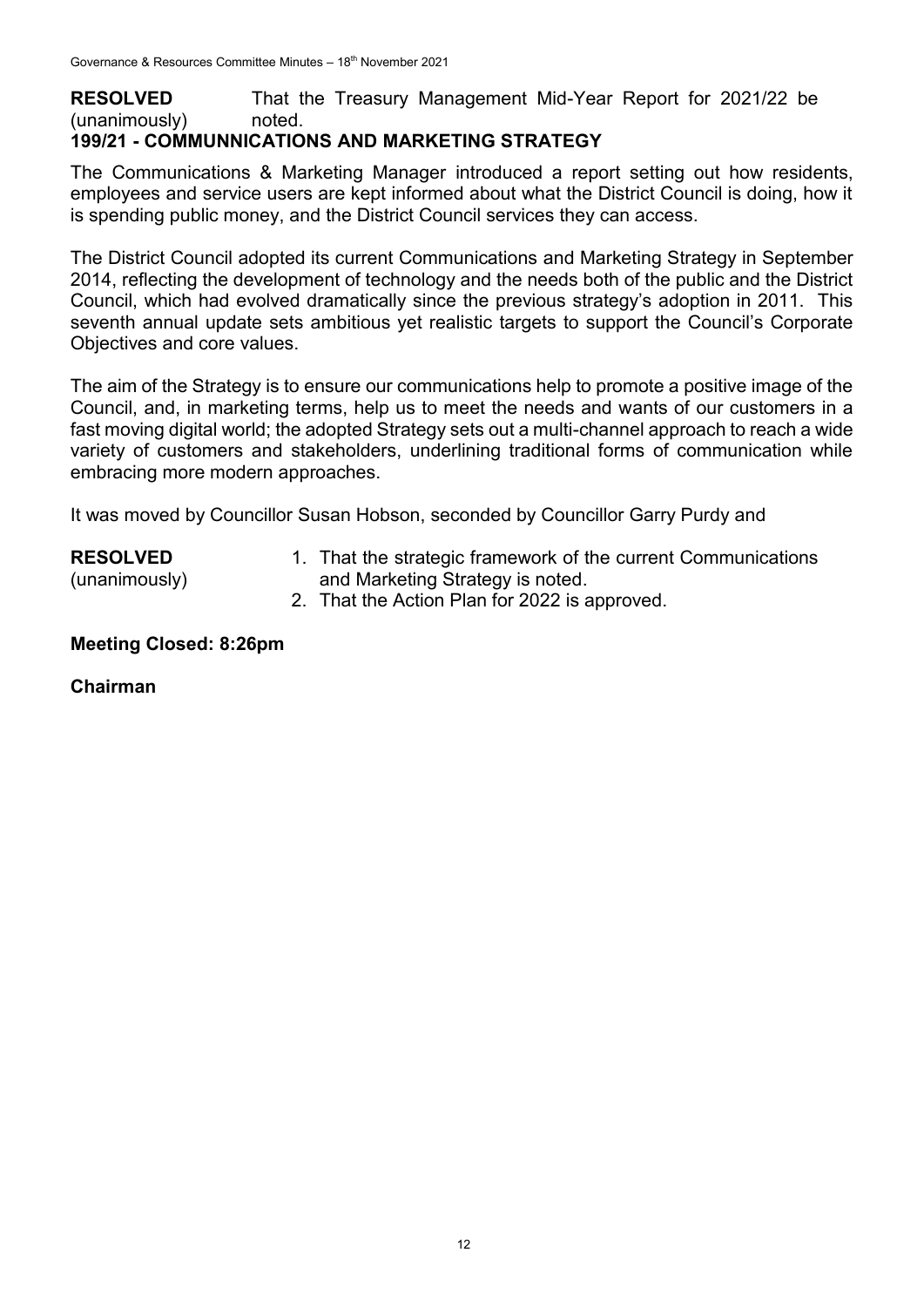**RESOLVED** (unanimously) That the Treasury Management Mid-Year Report for 2021/22 be noted.

## 199/21 - COMMUNNICATIONS AND MARKETING STRATEGY

The Communications & Marketing Manager introduced a report setting out how residents, employees and service users are kept informed about what the District Council is doing, how it is spending public money, and the District Council services they can access.

The District Council adopted its current Communications and Marketing Strategy in September 2014, reflecting the development of technology and the needs both of the public and the District Council, which had evolved dramatically since the previous strategy's adoption in 2011. This seventh annual update sets ambitious yet realistic targets to support the Council's Corporate Objectives and core values.

The aim of the Strategy is to ensure our communications help to promote a positive image of the Council, and, in marketing terms, help us to meet the needs and wants of our customers in a fast moving digital world; the adopted Strategy sets out a multi-channel approach to reach a wide variety of customers and stakeholders, underlining traditional forms of communication while embracing more modern approaches.

It was moved by Councillor Susan Hobson, seconded by Councillor Garry Purdy and

**RESOLVED** (unanimously)

1. That the strategic framework of the current Communications and Marketing Strategy is noted.
2. That the Action Plan for 2022 is approved.

**Meeting Closed: 8:26pm**

**Chairman**